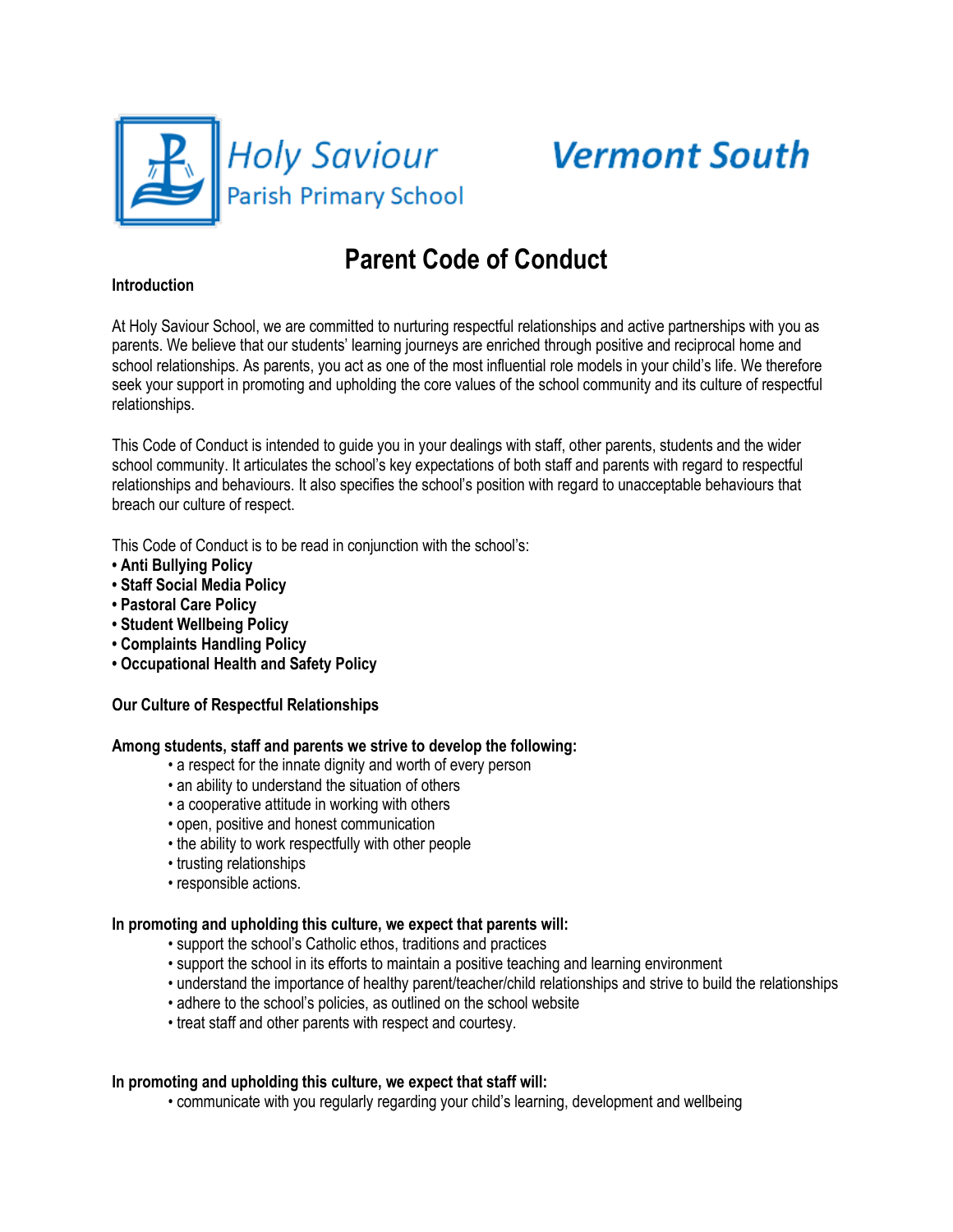Holy Saviour Parish Primary School

Vermont South

# Parent Code of Conduct

**Introduction**

At Holy Saviour School, we are committed to nurturing respectful relationships and active partnerships with you as parents. We believe that our students' learning journeys are enriched through positive and reciprocal home and school relationships. As parents, you act as one of the most influential role models in your child's life. We therefore seek your support in promoting and upholding the core values of the school community and its culture of respectful relationships.

This Code of Conduct is intended to guide you in your dealings with staff, other parents, students and the wider school community. It articulates the school's key expectations of both staff and parents with regard to respectful relationships and behaviours. It also specifies the school's position with regard to unacceptable behaviours that breach our culture of respect.

This Code of Conduct is to be read in conjunction with the school's:

- **Anti Bullying Policy**
- **Staff Social Media Policy**
- **Pastoral Care Policy**
- **Student Wellbeing Policy**
- **Complaints Handling Policy**
- **Occupational Health and Safety Policy**

**Our Culture of Respectful Relationships**

**Among students, staff and parents we strive to develop the following:**

- a respect for the innate dignity and worth of every person
- an ability to understand the situation of others
- a cooperative attitude in working with others
- open, positive and honest communication
- the ability to work respectfully with other people
- trusting relationships
- responsible actions.

**In promoting and upholding this culture, we expect that parents will:**

- support the school's Catholic ethos, traditions and practices
- support the school in its efforts to maintain a positive teaching and learning environment
- understand the importance of healthy parent/teacher/child relationships and strive to build the relationships
- adhere to the school's policies, as outlined on the school website
- treat staff and other parents with respect and courtesy.

**In promoting and upholding this culture, we expect that staff will:**

- communicate with you regularly regarding your child's learning, development and wellbeing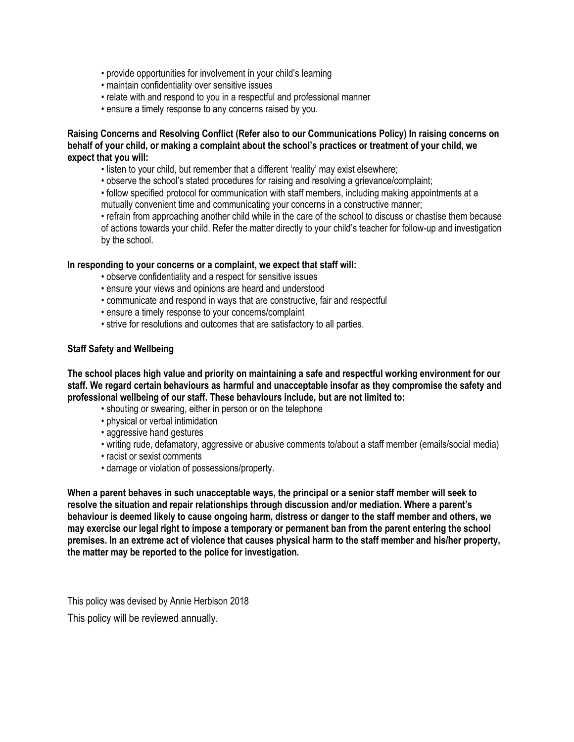- provide opportunities for involvement in your child's learning
- maintain confidentiality over sensitive issues
- relate with and respond to you in a respectful and professional manner
- ensure a timely response to any concerns raised by you.

**Raising Concerns and Resolving Conflict (Refer also to our Communications Policy) In raising concerns on behalf of your child, or making a complaint about the school's practices or treatment of your child, we expect that you will:**

- listen to your child, but remember that a different 'reality' may exist elsewhere;
- observe the school's stated procedures for raising and resolving a grievance/complaint;
- follow specified protocol for communication with staff members, including making appointments at a mutually convenient time and communicating your concerns in a constructive manner;
- refrain from approaching another child while in the care of the school to discuss or chastise them because of actions towards your child. Refer the matter directly to your child's teacher for follow-up and investigation by the school.

**In responding to your concerns or a complaint, we expect that staff will:**

- observe confidentiality and a respect for sensitive issues
- ensure your views and opinions are heard and understood
- communicate and respond in ways that are constructive, fair and respectful
- ensure a timely response to your concerns/complaint
- strive for resolutions and outcomes that are satisfactory to all parties.

**Staff Safety and Wellbeing**

**The school places high value and priority on maintaining a safe and respectful working environment for our staff. We regard certain behaviours as harmful and unacceptable insofar as they compromise the safety and professional wellbeing of our staff. These behaviours include, but are not limited to:**

- shouting or swearing, either in person or on the telephone
- physical or verbal intimidation
- aggressive hand gestures
- writing rude, defamatory, aggressive or abusive comments to/about a staff member (emails/social media)
- racist or sexist comments
- damage or violation of possessions/property.

**When a parent behaves in such unacceptable ways, the principal or a senior staff member will seek to resolve the situation and repair relationships through discussion and/or mediation. Where a parent's behaviour is deemed likely to cause ongoing harm, distress or danger to the staff member and others, we may exercise our legal right to impose a temporary or permanent ban from the parent entering the school premises. In an extreme act of violence that causes physical harm to the staff member and his/her property, the matter may be reported to the police for investigation.**

This policy was devised by Annie Herbison 2018

This policy will be reviewed annually.